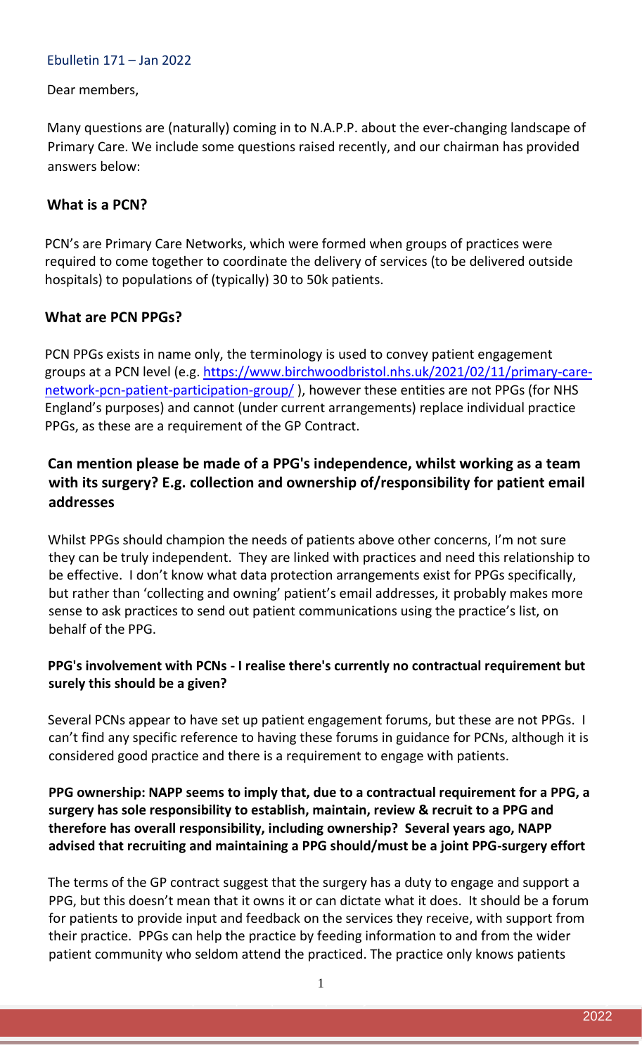Ebulletin 171 – Jan 2022

Dear members,

Many questions are (naturally) coming in to N.A.P.P. about the ever-changing landscape of Primary Care. We include some questions raised recently, and our chairman has provided answers below:

### What is a PCN?

PCN's are Primary Care Networks, which were formed when groups of practices were required to come together to coordinate the delivery of services (to be delivered outside hospitals) to populations of (typically) 30 to 50k patients.

### What are PCN PPGs?

PCN PPGs exists in name only, the terminology is used to convey patient engagement groups at a PCN level (e.g. [https://www.birchwoodbristol.nhs.uk/2021/02/11/primary-care-network-pcn-patient-participation-group/](https://www.birchwoodbristol.nhs.uk/2021/02/11/primary-care-network-pcn-patient-participation-group/) ), however these entities are not PPGs (for NHS England's purposes) and cannot (under current arrangements) replace individual practice PPGs, as these are a requirement of the GP Contract.

### Can mention please be made of a PPG's independence, whilst working as a team with its surgery? E.g. collection and ownership of/responsibility for patient email addresses

Whilst PPGs should champion the needs of patients above other concerns, I'm not sure they can be truly independent. They are linked with practices and need this relationship to be effective. I don't know what data protection arrangements exist for PPGs specifically, but rather than 'collecting and owning' patient's email addresses, it probably makes more sense to ask practices to send out patient communications using the practice's list, on behalf of the PPG.

**PPG's involvement with PCNs - I realise there's currently no contractual requirement but surely this should be a given?**

Several PCNs appear to have set up patient engagement forums, but these are not PPGs. I can't find any specific reference to having these forums in guidance for PCNs, although it is considered good practice and there is a requirement to engage with patients.

**PPG ownership: NAPP seems to imply that, due to a contractual requirement for a PPG, a surgery has sole responsibility to establish, maintain, review & recruit to a PPG and therefore has overall responsibility, including ownership? Several years ago, NAPP advised that recruiting and maintaining a PPG should/must be a joint PPG-surgery effort**

The terms of the GP contract suggest that the surgery has a duty to engage and support a PPG, but this doesn't mean that it owns it or can dictate what it does. It should be a forum for patients to provide input and feedback on the services they receive, with support from their practice. PPGs can help the practice by feeding information to and from the wider patient community who seldom attend the practiced. The practice only knows patients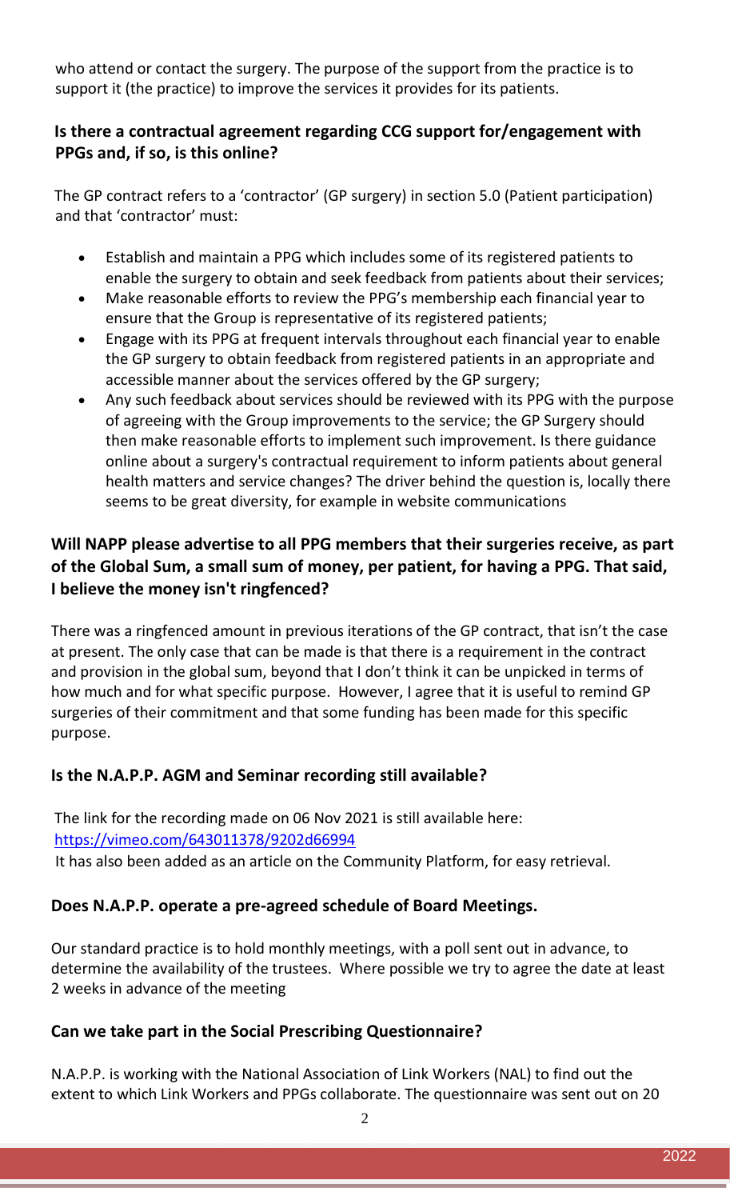who attend or contact the surgery. The purpose of the support from the practice is to support it (the practice) to improve the services it provides for its patients.

### Is there a contractual agreement regarding CCG support for/engagement with PPGs and, if so, is this online?

The GP contract refers to a 'contractor' (GP surgery) in section 5.0 (Patient participation) and that 'contractor' must:

- Establish and maintain a PPG which includes some of its registered patients to enable the surgery to obtain and seek feedback from patients about their services;
- Make reasonable efforts to review the PPG's membership each financial year to ensure that the Group is representative of its registered patients;
- Engage with its PPG at frequent intervals throughout each financial year to enable the GP surgery to obtain feedback from registered patients in an appropriate and accessible manner about the services offered by the GP surgery;
- Any such feedback about services should be reviewed with its PPG with the purpose of agreeing with the Group improvements to the service; the GP Surgery should then make reasonable efforts to implement such improvement. Is there guidance online about a surgery's contractual requirement to inform patients about general health matters and service changes? The driver behind the question is, locally there seems to be great diversity, for example in website communications

### Will NAPP please advertise to all PPG members that their surgeries receive, as part of the Global Sum, a small sum of money, per patient, for having a PPG. That said, I believe the money isn't ringfenced?

There was a ringfenced amount in previous iterations of the GP contract, that isn't the case at present. The only case that can be made is that there is a requirement in the contract and provision in the global sum, beyond that I don't think it can be unpicked in terms of how much and for what specific purpose. However, I agree that it is useful to remind GP surgeries of their commitment and that some funding has been made for this specific purpose.

### Is the N.A.P.P. AGM and Seminar recording still available?

The link for the recording made on 06 Nov 2021 is still available here: https://vimeo.com/643011378/9202d66994
It has also been added as an article on the Community Platform, for easy retrieval.

### Does N.A.P.P. operate a pre-agreed schedule of Board Meetings.

Our standard practice is to hold monthly meetings, with a poll sent out in advance, to determine the availability of the trustees. Where possible we try to agree the date at least 2 weeks in advance of the meeting

### Can we take part in the Social Prescribing Questionnaire?

N.A.P.P. is working with the National Association of Link Workers (NAL) to find out the extent to which Link Workers and PPGs collaborate. The questionnaire was sent out on 20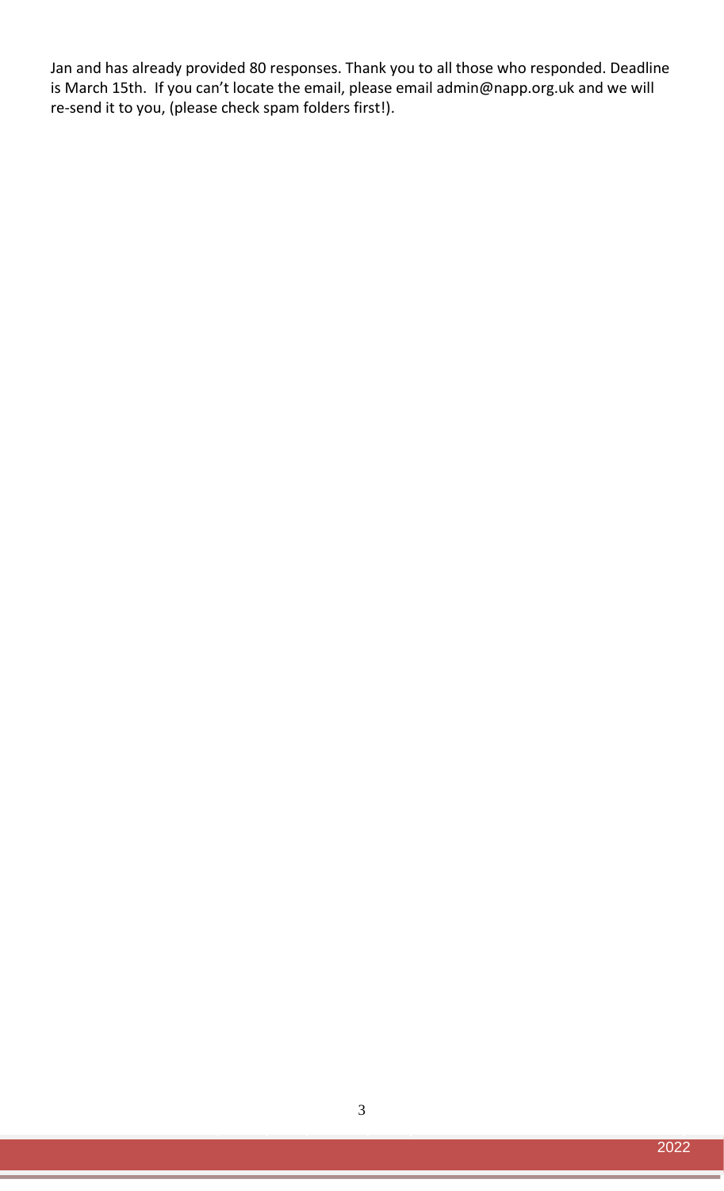Jan and has already provided 80 responses. Thank you to all those who responded. Deadline is March 15th. If you can't locate the email, please email admin@napp.org.uk and we will re-send it to you, (please check spam folders first!).